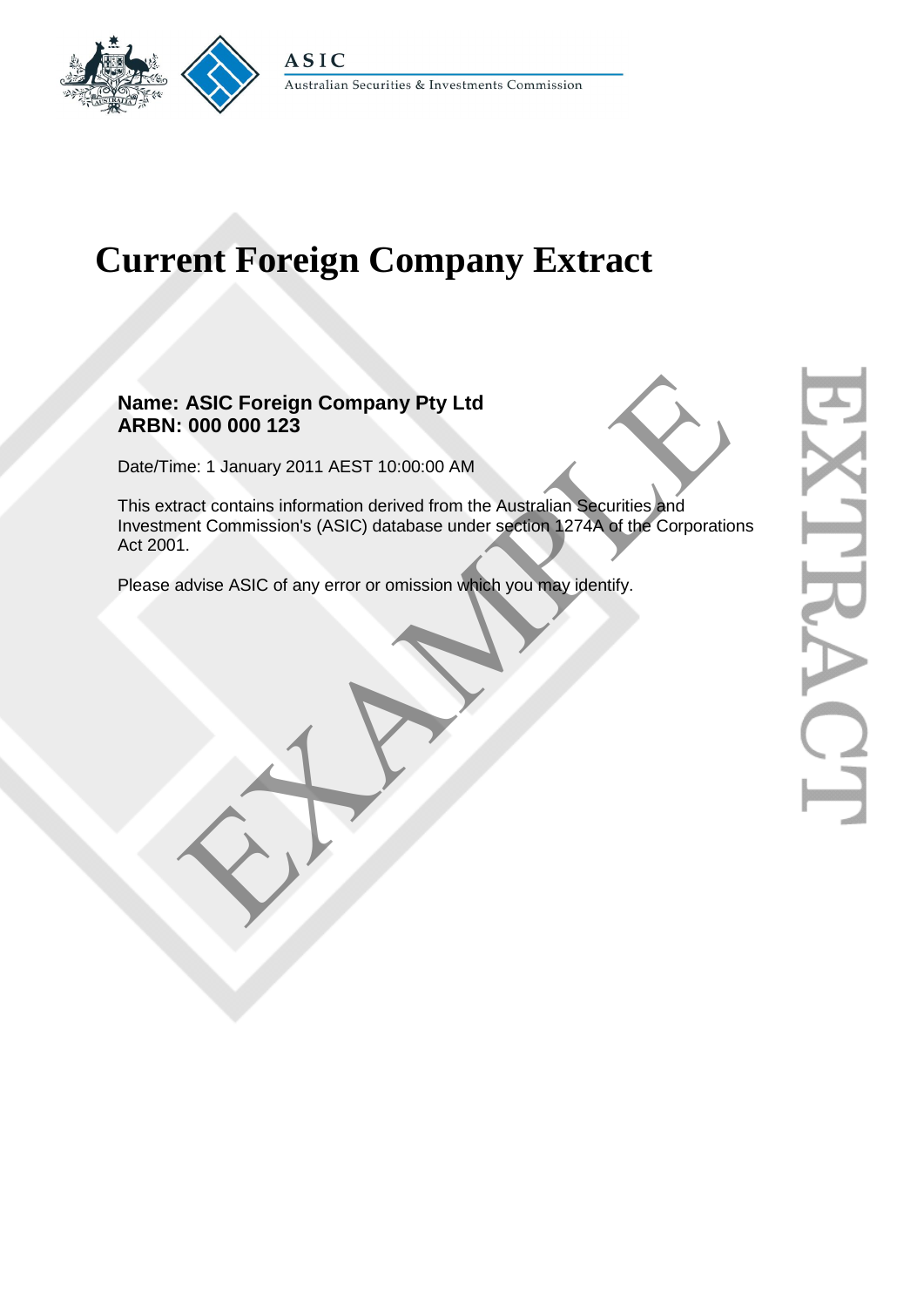# Current Foreign Company Extract

**Name: ASIC Foreign Company Pty Ltd**
**ARBN: 000 000 123**

Date/Time: 1 January 2011 AEST 10:00:00 AM

This extract contains information derived from the Australian Securities and Investment Commission's (ASIC) database under section 1274A of the Corporations Act 2001.

Please advise ASIC of any error or omission which you may identify.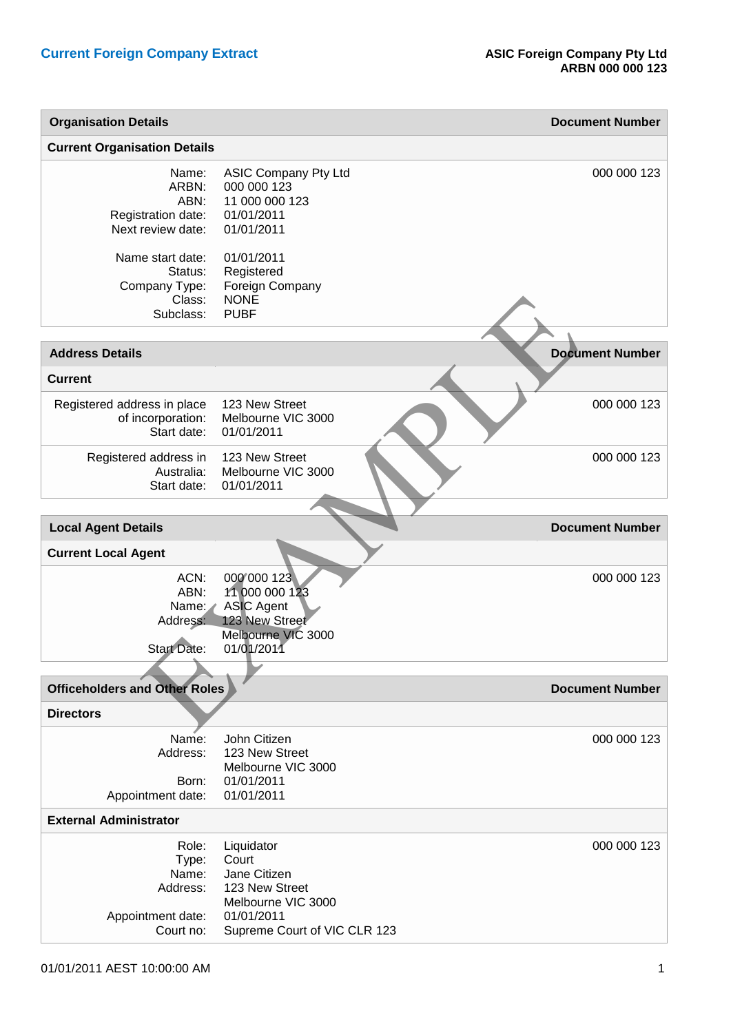## Current Foreign Company Extract

**ASIC Foreign Company Pty Ltd**
**ARBN 000 000 123**

| Organisation Details | | Document Number |
|---|---|---|
| **Current Organisation Details** | | |
| Name: | ASIC Company Pty Ltd | 000 000 123 |
| ARBN: | 000 000 123 | |
| ABN: | 11 000 000 123 | |
| Registration date: | 01/01/2011 | |
| Next review date: | 01/01/2011 | |
| Name start date: | 01/01/2011 | |
| Status: | Registered | |
| Company Type: | Foreign Company | |
| Class: | NONE | |
| Subclass: | PUBF | |

| Address Details | | Document Number |
|---|---|---|
| **Current** | | |
| Registered address in place of incorporation:<br>Start date: | 123 New Street<br>Melbourne VIC 3000<br>01/01/2011 | 000 000 123 |
| Registered address in Australia:<br>Start date: | 123 New Street<br>Melbourne VIC 3000<br>01/01/2011 | 000 000 123 |

| Local Agent Details | | Document Number |
|---|---|---|
| **Current Local Agent** | | |
| ACN: | 000 000 123 | 000 000 123 |
| ABN: | 11 000 000 123 | |
| Name: | ASIC Agent | |
| Address: | 123 New Street<br>Melbourne VIC 3000 | |
| Start Date: | 01/01/2011 | |

| Officeholders and Other Roles | | Document Number |
|---|---|---|
| **Directors** | | |
| Name: | John Citizen | 000 000 123 |
| Address: | 123 New Street<br>Melbourne VIC 3000 | |
| Born: | 01/01/2011 | |
| Appointment date: | 01/01/2011 | |
| **External Administrator** | | |
| Role: | Liquidator | 000 000 123 |
| Type: | Court | |
| Name: | Jane Citizen | |
| Address: | 123 New Street<br>Melbourne VIC 3000 | |
| Appointment date: | 01/01/2011 | |
| Court no: | Supreme Court of VIC CLR 123 | |

01/01/2011 AEST 10:00:00 AM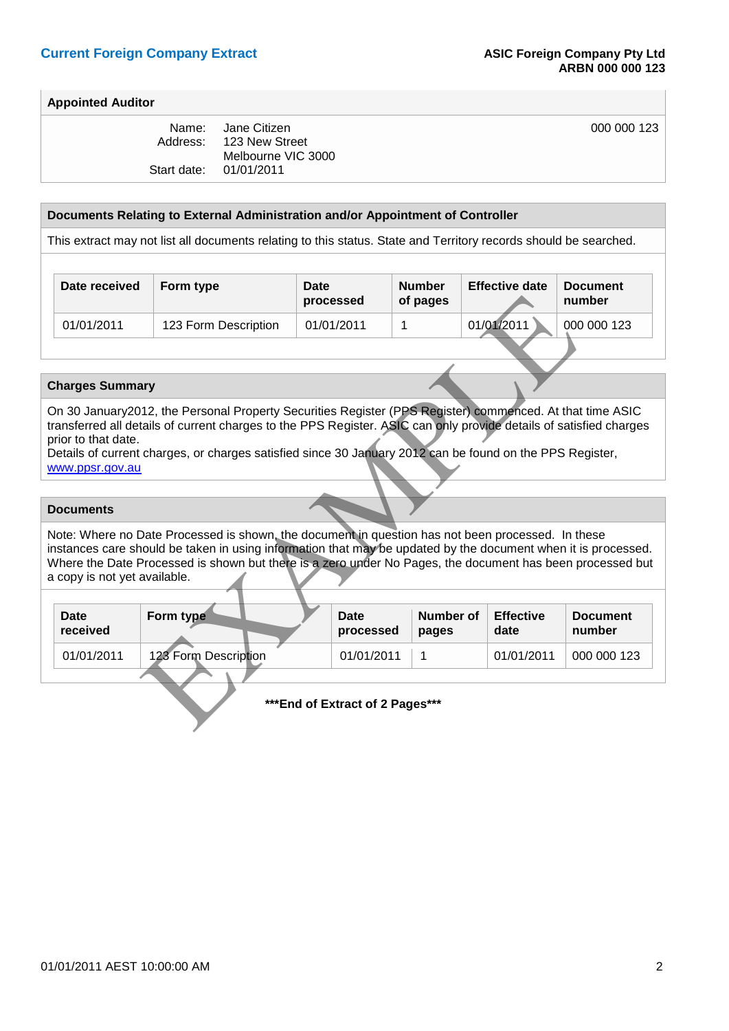## Appointed Auditor

| | | |
|---|---|---|
| Name: | Jane Citizen | 000 000 123 |
| Address: | 123 New Street<br>Melbourne VIC 3000 | |
| Start date: | 01/01/2011 | |

## Documents Relating to External Administration and/or Appointment of Controller

This extract may not list all documents relating to this status. State and Territory records should be searched.

| Date received | Form type | Date processed | Number of pages | Effective date | Document number |
|---|---|---|---|---|---|
| 01/01/2011 | 123 Form Description | 01/01/2011 | 1 | 01/01/2011 | 000 000 123 |

## Charges Summary

On 30 January2012, the Personal Property Securities Register (PPS Register) commenced. At that time ASIC transferred all details of current charges to the PPS Register. ASIC can only provide details of satisfied charges prior to that date.
Details of current charges, or charges satisfied since 30 January 2012 can be found on the PPS Register, www.ppsr.gov.au

## Documents

Note: Where no Date Processed is shown, the document in question has not been processed. In these instances care should be taken in using information that may be updated by the document when it is processed. Where the Date Processed is shown but there is a zero under No Pages, the document has been processed but a copy is not yet available.

| Date received | Form type | Date processed | Number of pages | Effective date | Document number |
|---|---|---|---|---|---|
| 01/01/2011 | 123 Form Description | 01/01/2011 | 1 | 01/01/2011 | 000 000 123 |

**\*\*\*End of Extract of 2 Pages\*\*\***